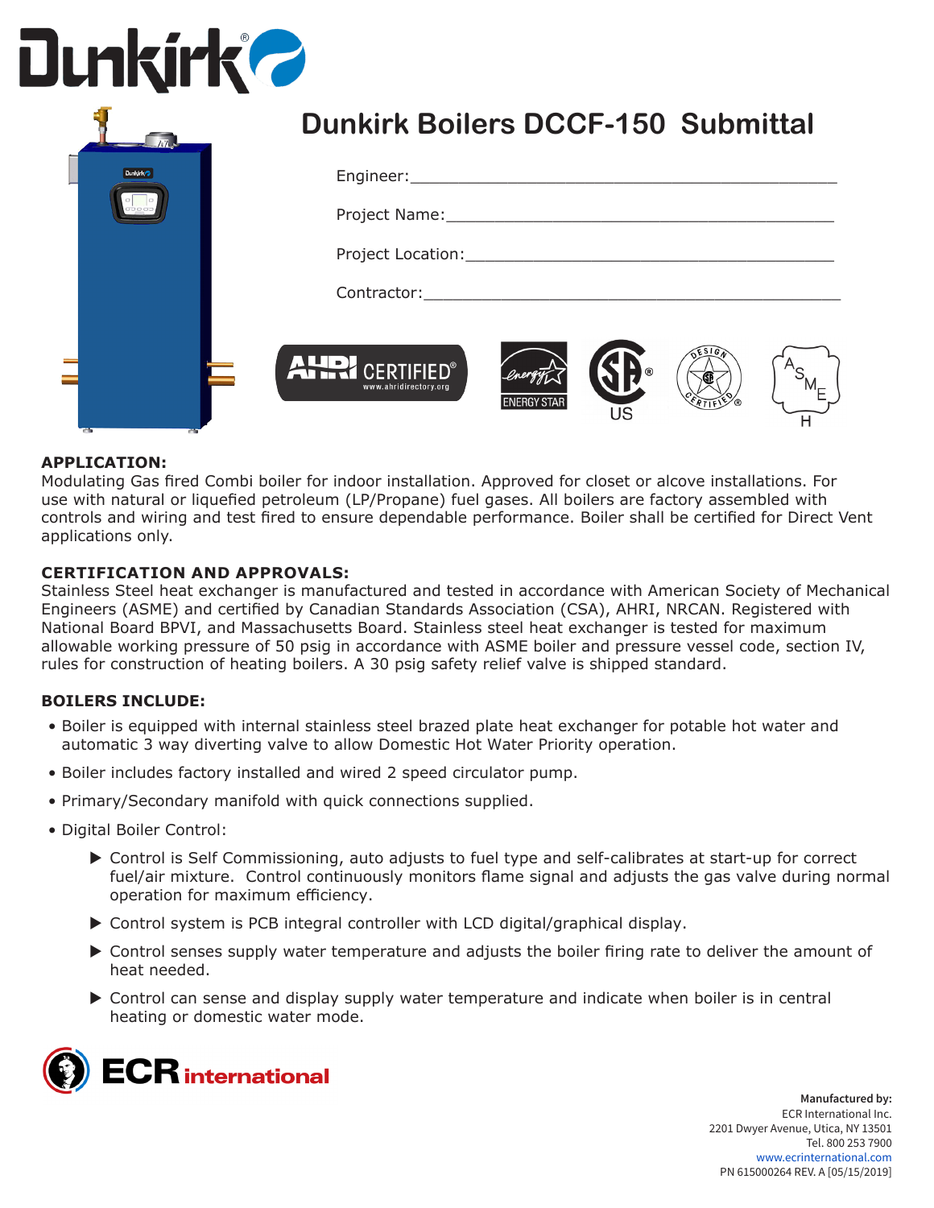# Dunkirk Boilers DCCF-150 Submittal

Engineer:\_\_\_\_\_\_\_\_\_\_\_\_\_\_\_\_\_\_\_\_\_\_\_\_\_\_\_\_\_\_\_\_\_\_\_\_\_\_\_\_\_\_\_\_

Project Name:\_\_\_\_\_\_\_\_\_\_\_\_\_\_\_\_\_\_\_\_\_\_\_\_\_\_\_\_\_\_\_\_\_\_\_\_\_\_\_\_

Project Location:\_\_\_\_\_\_\_\_\_\_\_\_\_\_\_\_\_\_\_\_\_\_\_\_\_\_\_\_\_\_\_\_\_\_\_\_\_\_

Contractor:\_\_\_\_\_\_\_\_\_\_\_\_\_\_\_\_\_\_\_\_\_\_\_\_\_\_\_\_\_\_\_\_\_\_\_\_\_\_\_\_\_\_\_

**APPLICATION:**
Modulating Gas fired Combi boiler for indoor installation. Approved for closet or alcove installations. For use with natural or liquefied petroleum (LP/Propane) fuel gases. All boilers are factory assembled with controls and wiring and test fired to ensure dependable performance. Boiler shall be certified for Direct Vent applications only.

**CERTIFICATION AND APPROVALS:**
Stainless Steel heat exchanger is manufactured and tested in accordance with American Society of Mechanical Engineers (ASME) and certified by Canadian Standards Association (CSA), AHRI, NRCAN. Registered with National Board BPVI, and Massachusetts Board. Stainless steel heat exchanger is tested for maximum allowable working pressure of 50 psig in accordance with ASME boiler and pressure vessel code, section IV, rules for construction of heating boilers. A 30 psig safety relief valve is shipped standard.

**BOILERS INCLUDE:**

- Boiler is equipped with internal stainless steel brazed plate heat exchanger for potable hot water and automatic 3 way diverting valve to allow Domestic Hot Water Priority operation.
- Boiler includes factory installed and wired 2 speed circulator pump.
- Primary/Secondary manifold with quick connections supplied.
- Digital Boiler Control:
  - Control is Self Commissioning, auto adjusts to fuel type and self-calibrates at start-up for correct fuel/air mixture. Control continuously monitors flame signal and adjusts the gas valve during normal operation for maximum efficiency.
  - Control system is PCB integral controller with LCD digital/graphical display.
  - Control senses supply water temperature and adjusts the boiler firing rate to deliver the amount of heat needed.
  - Control can sense and display supply water temperature and indicate when boiler is in central heating or domestic water mode.

**Manufactured by:**
ECR International Inc.
2201 Dwyer Avenue, Utica, NY 13501
Tel. 800 253 7900
www.ecrinternational.com
PN 615000264 REV. A [05/15/2019]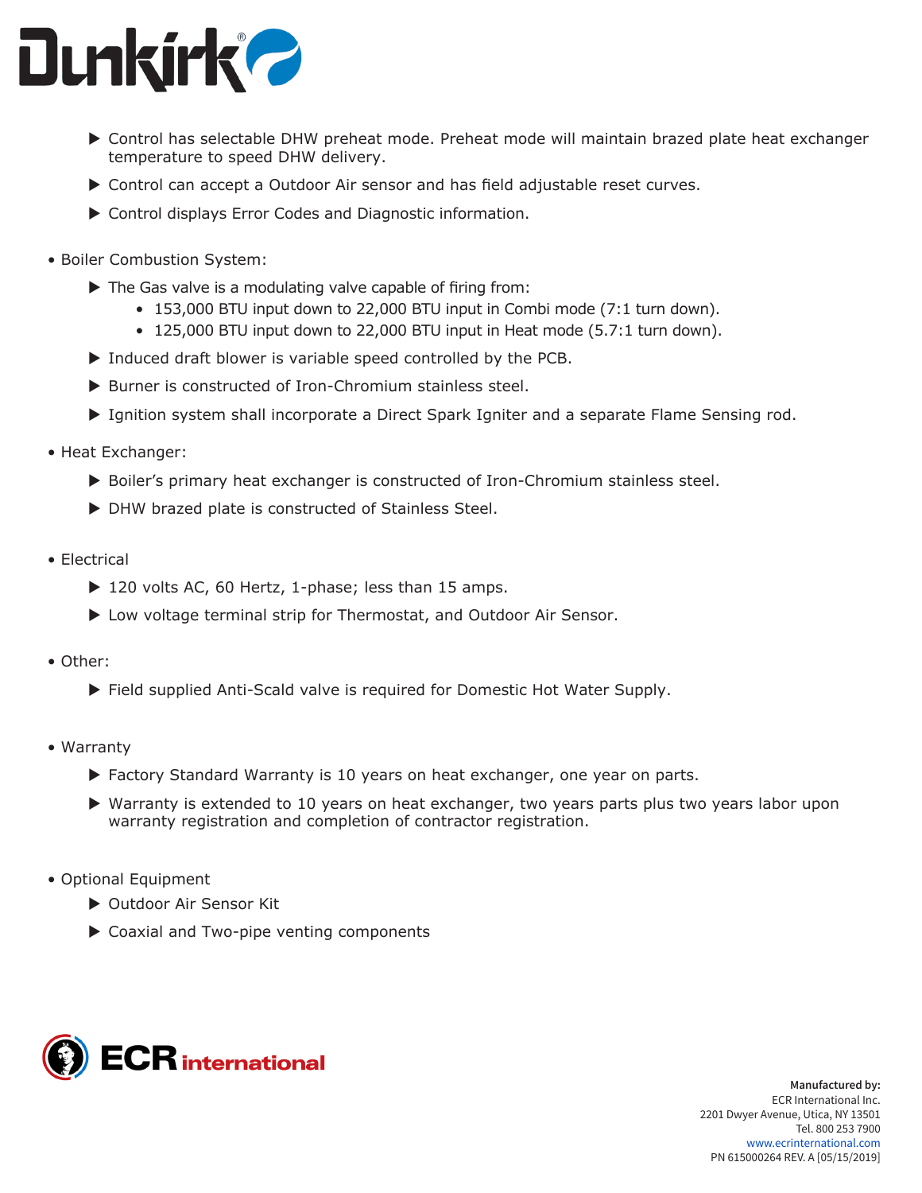- Control has selectable DHW preheat mode. Preheat mode will maintain brazed plate heat exchanger temperature to speed DHW delivery.
- Control can accept a Outdoor Air sensor and has field adjustable reset curves.
- Control displays Error Codes and Diagnostic information.

- Boiler Combustion System:
  - The Gas valve is a modulating valve capable of firing from:
    - 153,000 BTU input down to 22,000 BTU input in Combi mode (7:1 turn down).
    - 125,000 BTU input down to 22,000 BTU input in Heat mode (5.7:1 turn down).
  - Induced draft blower is variable speed controlled by the PCB.
  - Burner is constructed of Iron-Chromium stainless steel.
  - Ignition system shall incorporate a Direct Spark Igniter and a separate Flame Sensing rod.

- Heat Exchanger:
  - Boiler's primary heat exchanger is constructed of Iron-Chromium stainless steel.
  - DHW brazed plate is constructed of Stainless Steel.

- Electrical
  - 120 volts AC, 60 Hertz, 1-phase; less than 15 amps.
  - Low voltage terminal strip for Thermostat, and Outdoor Air Sensor.

- Other:
  - Field supplied Anti-Scald valve is required for Domestic Hot Water Supply.

- Warranty
  - Factory Standard Warranty is 10 years on heat exchanger, one year on parts.
  - Warranty is extended to 10 years on heat exchanger, two years parts plus two years labor upon warranty registration and completion of contractor registration.

- Optional Equipment
  - Outdoor Air Sensor Kit
  - Coaxial and Two-pipe venting components

**Manufactured by:**
ECR International Inc.
2201 Dwyer Avenue, Utica, NY 13501
Tel. 800 253 7900
www.ecrinternational.com
PN 615000264 REV. A [05/15/2019]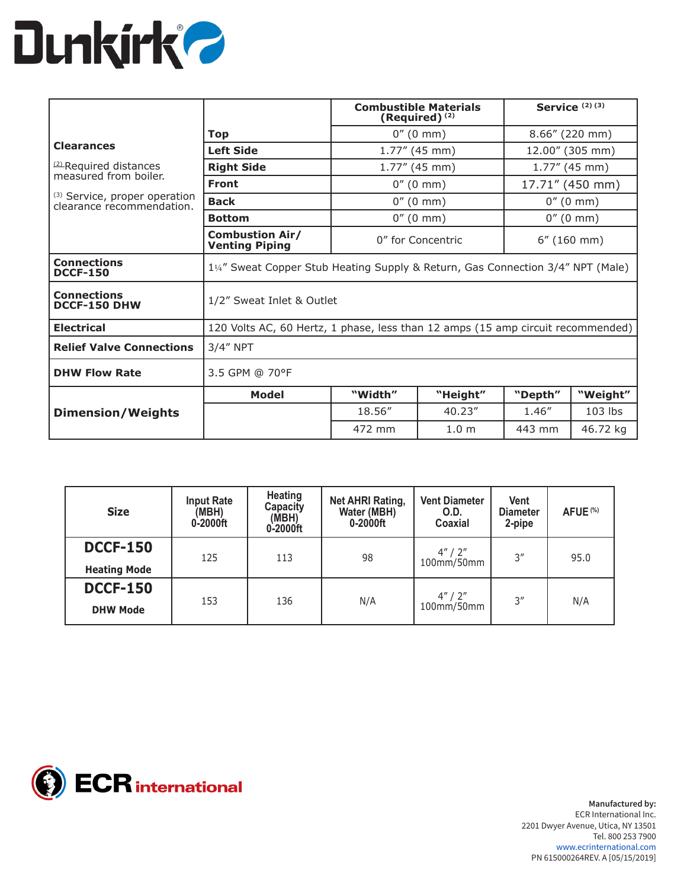Dunkirk

| Clearances | | Combustible Materials (Required) [2] | Service [2] [3] | | |
|---|---|---|---|---|---|
| **Clearances** [2] Required distances measured from boiler. [3] Service, proper operation clearance recommendation. | **Top** | 0″ (0 mm) | 8.66″ (220 mm) | | |
| | **Left Side** | 1.77″ (45 mm) | 12.00″ (305 mm) | | |
| | **Right Side** | 1.77″ (45 mm) | 1.77″ (45 mm) | | |
| | **Front** | 0″ (0 mm) | 17.71″ (450 mm) | | |
| | **Back** | 0″ (0 mm) | 0″ (0 mm) | | |
| | **Bottom** | 0″ (0 mm) | 0″ (0 mm) | | |
| | **Combustion Air/ Venting Piping** | 0″ for Concentric | 6″ (160 mm) | | |
| **Connections DCCF-150** | 1¼″ Sweat Copper Stub Heating Supply & Return, Gas Connection 3/4″ NPT (Male) | | | | |
| **Connections DCCF-150 DHW** | 1/2″ Sweat Inlet & Outlet | | | | |
| **Electrical** | 120 Volts AC, 60 Hertz, 1 phase, less than 12 amps (15 amp circuit recommended) | | | | |
| **Relief Valve Connections** | 3/4″ NPT | | | | |
| **DHW Flow Rate** | 3.5 GPM @ 70°F | | | | |
| **Dimension/Weights** | **Model** | **"Width"** | **"Height"** | **"Depth"** | **"Weight"** |
| | | 18.56″ | 40.23″ | 1.46″ | 103 lbs |
| | | 472 mm | 1.0 m | 443 mm | 46.72 kg |

| Size | Input Rate (MBH) 0-2000ft | Heating Capacity (MBH) 0-2000ft | Net AHRI Rating, Water (MBH) 0-2000ft | Vent Diameter O.D. Coaxial | Vent Diameter 2-pipe | AFUE (%) |
|---|---|---|---|---|---|---|
| **DCCF-150** **Heating Mode** | 125 | 113 | 98 | 4″ / 2″ 100mm/50mm | 3″ | 95.0 |
| **DCCF-150** **DHW Mode** | 153 | 136 | N/A | 4″ / 2″ 100mm/50mm | 3″ | N/A |

ECR international

**Manufactured by:**
ECR International Inc.
2201 Dwyer Avenue, Utica, NY 13501
Tel. 800 253 7900
www.ecrinternational.com
PN 615000264REV. A [05/15/2019]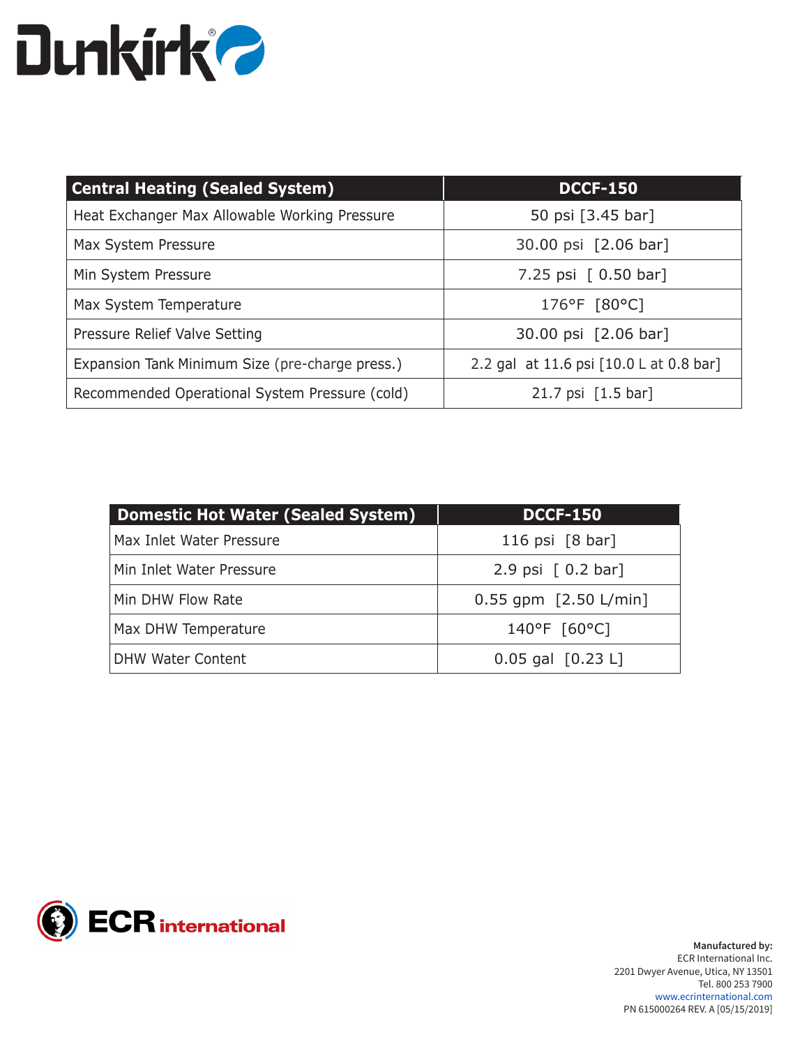Dunkirk®

| Central Heating (Sealed System) | DCCF-150 |
| --- | --- |
| Heat Exchanger Max Allowable Working Pressure | 50 psi [3.45 bar] |
| Max System Pressure | 30.00 psi [2.06 bar] |
| Min System Pressure | 7.25 psi [ 0.50 bar] |
| Max System Temperature | 176°F [80°C] |
| Pressure Relief Valve Setting | 30.00 psi [2.06 bar] |
| Expansion Tank Minimum Size (pre-charge press.) | 2.2 gal at 11.6 psi [10.0 L at 0.8 bar] |
| Recommended Operational System Pressure (cold) | 21.7 psi [1.5 bar] |

| Domestic Hot Water (Sealed System) | DCCF-150 |
| --- | --- |
| Max Inlet Water Pressure | 116 psi [8 bar] |
| Min Inlet Water Pressure | 2.9 psi [ 0.2 bar] |
| Min DHW Flow Rate | 0.55 gpm [2.50 L/min] |
| Max DHW Temperature | 140°F [60°C] |
| DHW Water Content | 0.05 gal [0.23 L] |

ECR international

**Manufactured by:**
ECR International Inc.
2201 Dwyer Avenue, Utica, NY 13501
Tel. 800 253 7900
www.ecrinternational.com
PN 615000264 REV. A [05/15/2019]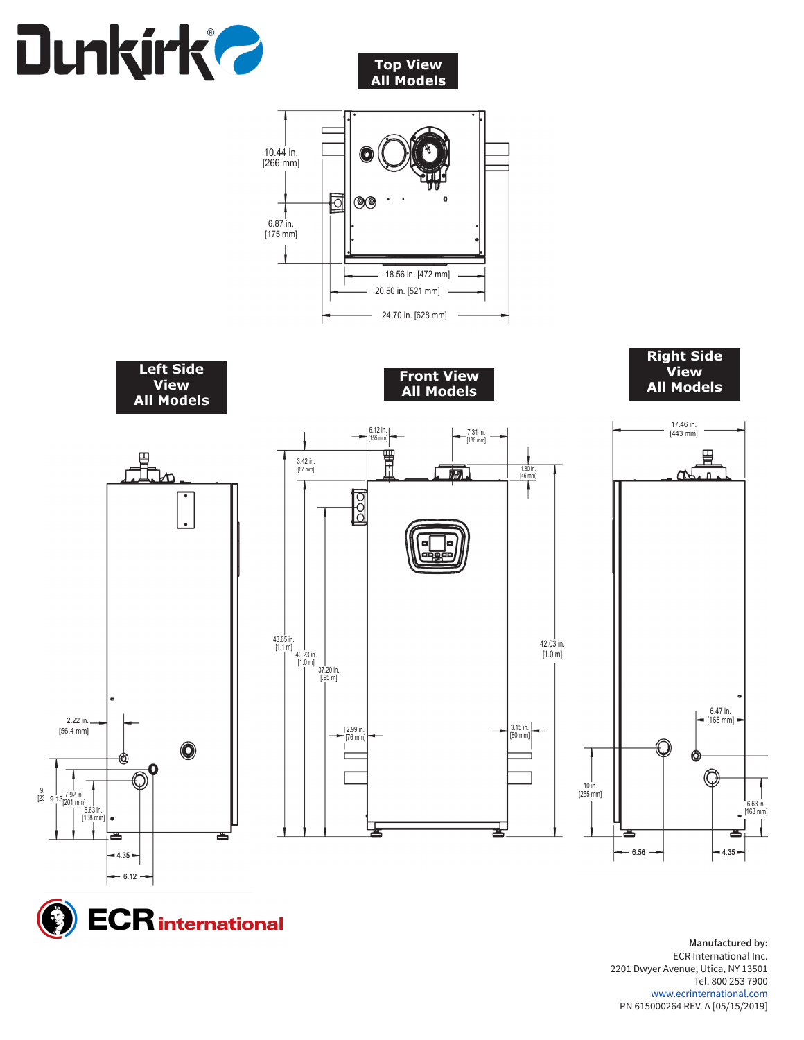Dunkirk®

## Top View All Models

10.44 in. [266 mm]

6.87 in. [175 mm]

18.56 in. [472 mm]

20.50 in. [521 mm]

24.70 in. [628 mm]

## Left Side View All Models

2.22 in. [56.4 mm]

9.13 in. [23

7.92 in. [201 mm]

6.63 in. [168 mm]

4.35

6.12

## Front View All Models

6.12 in. [155 mm]

7.31 in. [186 mm]

3.42 in. [87 mm]

1.80 in. [46 mm]

43.65 in. [1.1 m]

40.23 in. [1.0 m]

37.20 in. [.95 m]

42.03 in. [1.0 m]

2.99 in. [76 mm]

3.15 in. [80 mm]

## Right Side View All Models

17.46 in. [443 mm]

6.47 in. [165 mm]

10 in. [255 mm]

6.63 in. [168 mm]

6.56

4.35

ECR international

**Manufactured by:**
ECR International Inc.
2201 Dwyer Avenue, Utica, NY 13501
Tel. 800 253 7900
www.ecrinternational.com
PN 615000264 REV. A [05/15/2019]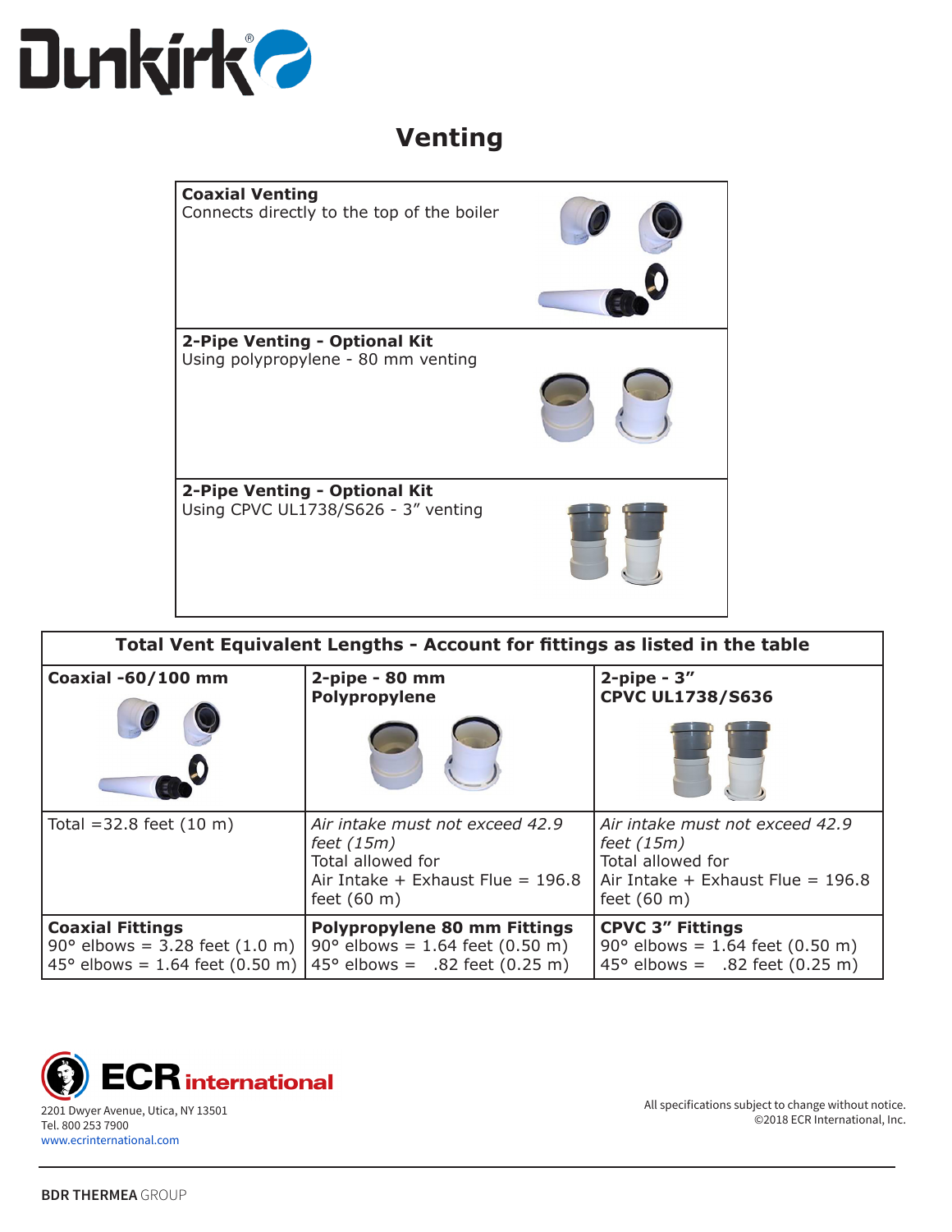# Venting

| | |
|---|---|
| **Coaxial Venting**<br>Connects directly to the top of the boiler | |
| **2-Pipe Venting - Optional Kit**<br>Using polypropylene - 80 mm venting | |
| **2-Pipe Venting - Optional Kit**<br>Using CPVC UL1738/S626 - 3" venting | |

| Total Vent Equivalent Lengths - Account for fittings as listed in the table | | |
|---|---|---|
| **Coaxial -60/100 mm** | **2-pipe - 80 mm Polypropylene** | **2-pipe - 3" CPVC UL1738/S636** |
| Total =32.8 feet (10 m) | *Air intake must not exceed 42.9 feet (15m)*<br>Total allowed for Air Intake + Exhaust Flue = 196.8 feet (60 m) | *Air intake must not exceed 42.9 feet (15m)*<br>Total allowed for Air Intake + Exhaust Flue = 196.8 feet (60 m) |
| **Coaxial Fittings**<br>90° elbows = 3.28 feet (1.0 m)<br>45° elbows = 1.64 feet (0.50 m) | **Polypropylene 80 mm Fittings**<br>90° elbows = 1.64 feet (0.50 m)<br>45° elbows = .82 feet (0.25 m) | **CPVC 3" Fittings**<br>90° elbows = 1.64 feet (0.50 m)<br>45° elbows = .82 feet (0.25 m) |

ECR international

2201 Dwyer Avenue, Utica, NY 13501
Tel. 800 253 7900
www.ecrinternational.com

All specifications subject to change without notice.
©2018 ECR International, Inc.

**BDR THERMEA** GROUP